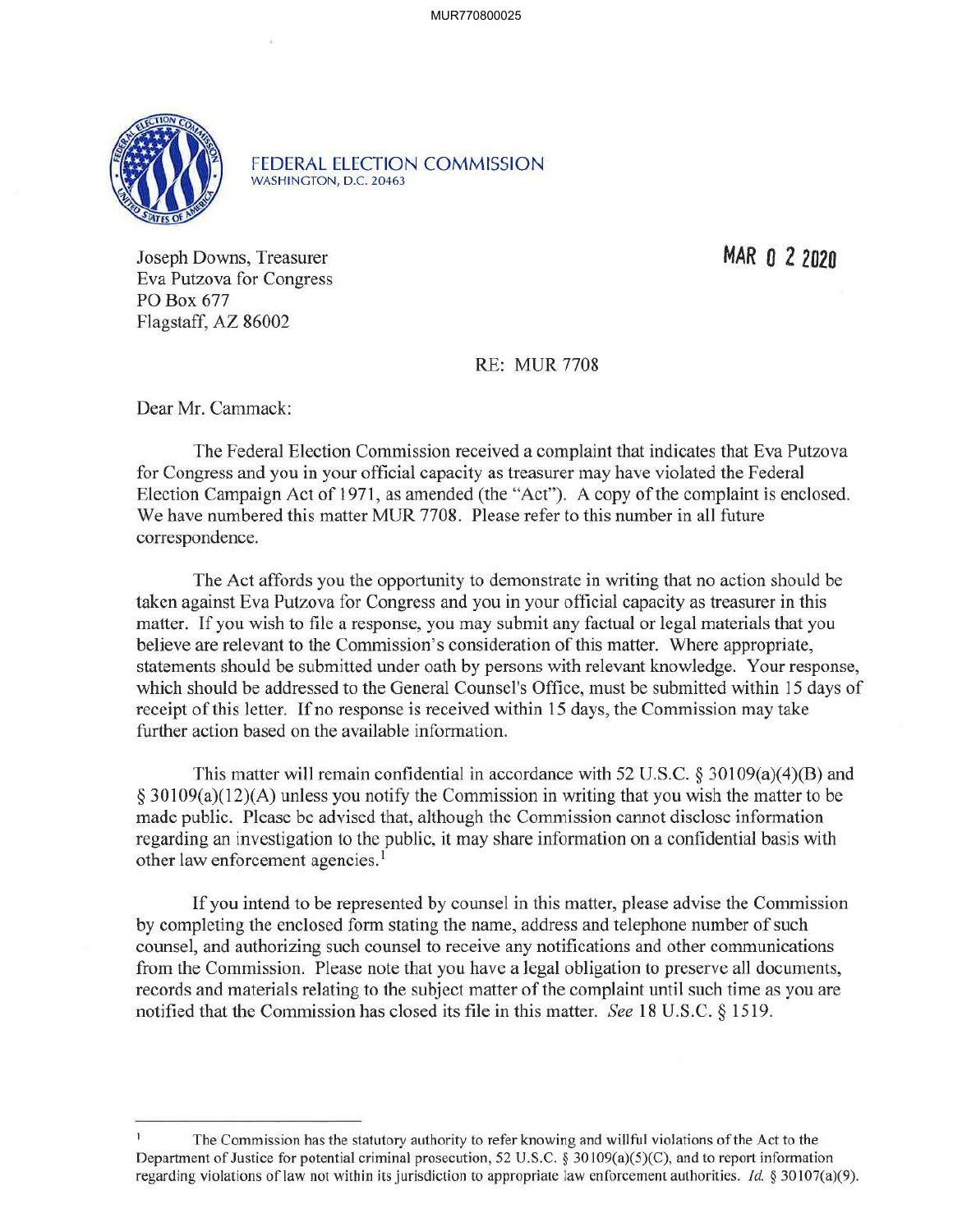FEDERAL ELECTION COMMISSION
WASHINGTON, D.C. 20463

Joseph Downs, Treasurer
Eva Putzova for Congress
PO Box 677
Flagstaff, AZ 86002

MAR 0 2 2020

RE: MUR 7708

Dear Mr. Cammack:

The Federal Election Commission received a complaint that indicates that Eva Putzova for Congress and you in your official capacity as treasurer may have violated the Federal Election Campaign Act of 1971, as amended (the "Act"). A copy of the complaint is enclosed. We have numbered this matter MUR 7708. Please refer to this number in all future correspondence.

The Act affords you the opportunity to demonstrate in writing that no action should be taken against Eva Putzova for Congress and you in your official capacity as treasurer in this matter. If you wish to file a response, you may submit any factual or legal materials that you believe are relevant to the Commission's consideration of this matter. Where appropriate, statements should be submitted under oath by persons with relevant knowledge. Your response, which should be addressed to the General Counsel's Office, must be submitted within 15 days of receipt of this letter. If no response is received within 15 days, the Commission may take further action based on the available information.

This matter will remain confidential in accordance with 52 U.S.C. § 30109(a)(4)(B) and § 30109(a)(12)(A) unless you notify the Commission in writing that you wish the matter to be made public. Please be advised that, although the Commission cannot disclose information regarding an investigation to the public, it may share information on a confidential basis with other law enforcement agencies.[1]

If you intend to be represented by counsel in this matter, please advise the Commission by completing the enclosed form stating the name, address and telephone number of such counsel, and authorizing such counsel to receive any notifications and other communications from the Commission. Please note that you have a legal obligation to preserve all documents, records and materials relating to the subject matter of the complaint until such time as you are notified that the Commission has closed its file in this matter. *See* 18 U.S.C. § 1519.

---

[1] The Commission has the statutory authority to refer knowing and willful violations of the Act to the Department of Justice for potential criminal prosecution, 52 U.S.C. § 30109(a)(5)(C), and to report information regarding violations of law not within its jurisdiction to appropriate law enforcement authorities. *Id.* § 30107(a)(9).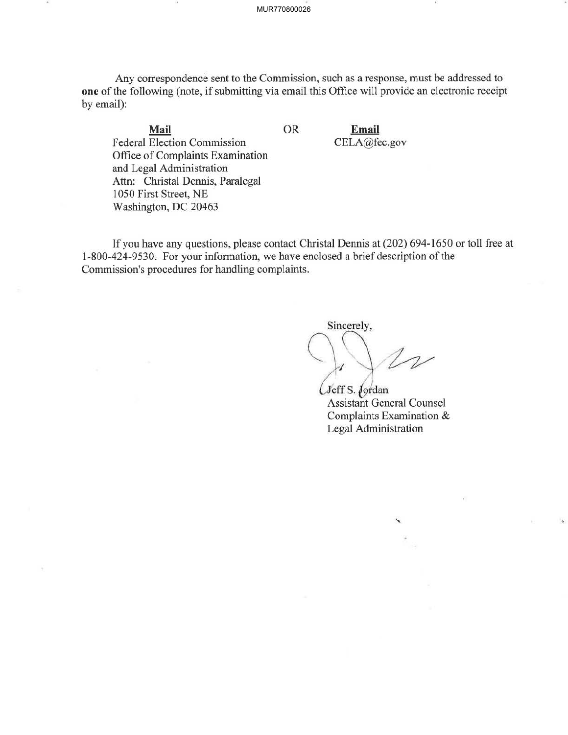Any correspondence sent to the Commission, such as a response, must be addressed to **one** of the following (note, if submitting via email this Office will provide an electronic receipt by email):

| **Mail** | OR | **Email** |
|---|---|---|
| Federal Election Commission<br>Office of Complaints Examination<br>and Legal Administration<br>Attn: Christal Dennis, Paralegal<br>1050 First Street, NE<br>Washington, DC 20463 | | CELA@fec.gov |

If you have any questions, please contact Christal Dennis at (202) 694-1650 or toll free at 1-800-424-9530. For your information, we have enclosed a brief description of the Commission's procedures for handling complaints.

Sincerely,

Jeff S. Jordan
Assistant General Counsel
Complaints Examination &
Legal Administration